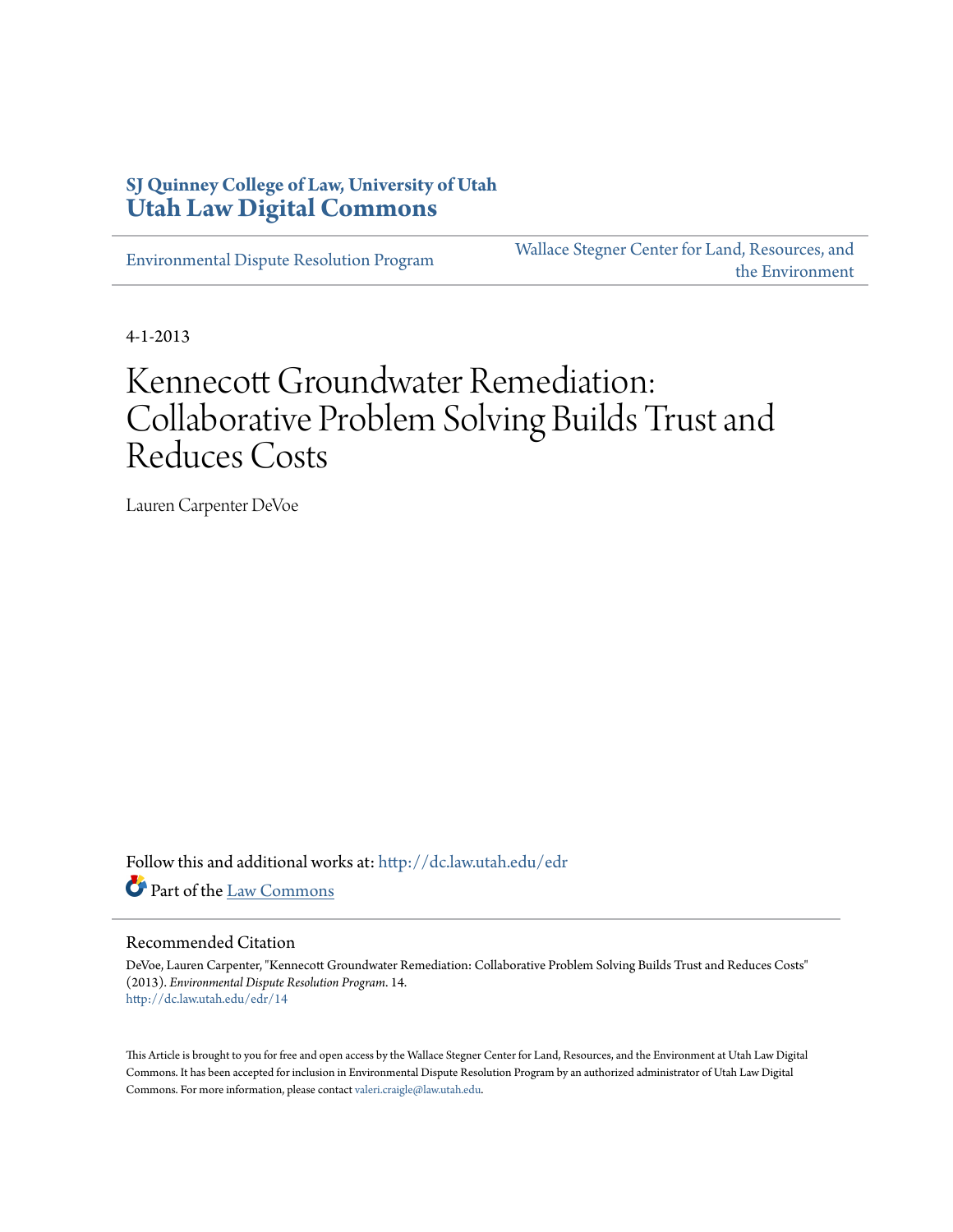SJ Quinney College of Law, University of Utah
**Utah Law Digital Commons**

Environmental Dispute Resolution Program | Wallace Stegner Center for Land, Resources, and the Environment

4-1-2013

# Kennecott Groundwater Remediation: Collaborative Problem Solving Builds Trust and Reduces Costs

Lauren Carpenter DeVoe

Follow this and additional works at: http://dc.law.utah.edu/edr

Part of the Law Commons

## Recommended Citation

DeVoe, Lauren Carpenter, "Kennecott Groundwater Remediation: Collaborative Problem Solving Builds Trust and Reduces Costs" (2013). *Environmental Dispute Resolution Program*. 14.
http://dc.law.utah.edu/edr/14

This Article is brought to you for free and open access by the Wallace Stegner Center for Land, Resources, and the Environment at Utah Law Digital Commons. It has been accepted for inclusion in Environmental Dispute Resolution Program by an authorized administrator of Utah Law Digital Commons. For more information, please contact valeri.craigle@law.utah.edu.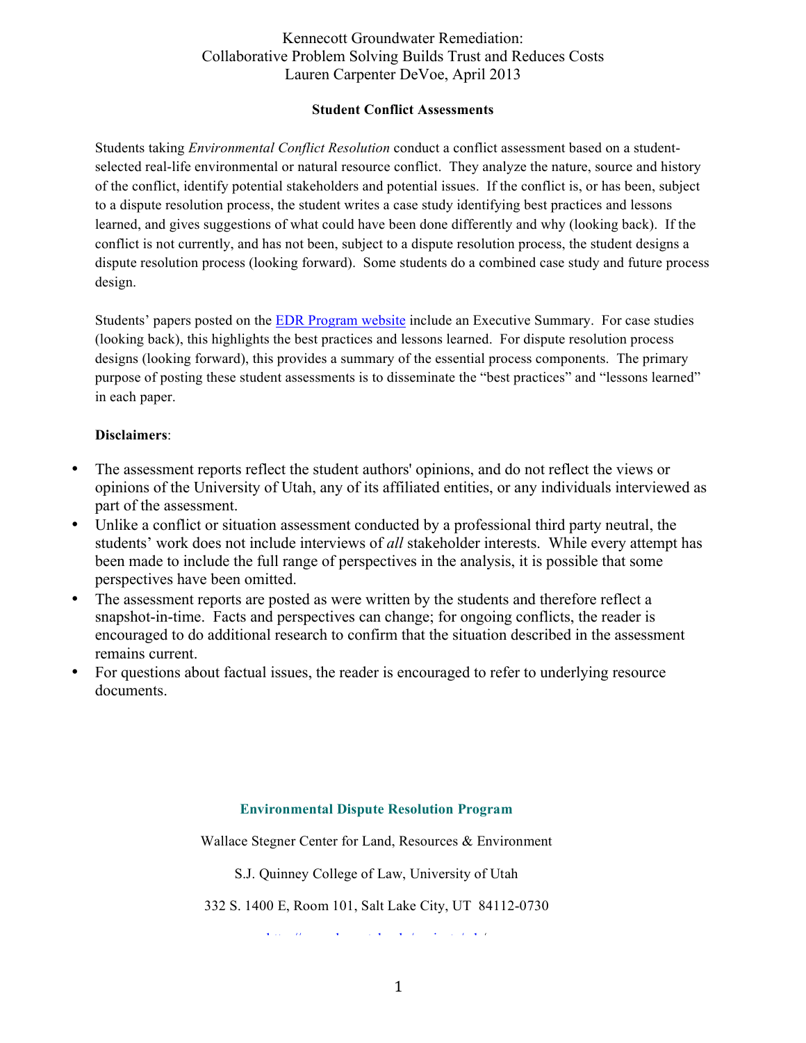Kennecott Groundwater Remediation:
Collaborative Problem Solving Builds Trust and Reduces Costs
Lauren Carpenter DeVoe, April 2013

**Student Conflict Assessments**

Students taking *Environmental Conflict Resolution* conduct a conflict assessment based on a student-selected real-life environmental or natural resource conflict. They analyze the nature, source and history of the conflict, identify potential stakeholders and potential issues. If the conflict is, or has been, subject to a dispute resolution process, the student writes a case study identifying best practices and lessons learned, and gives suggestions of what could have been done differently and why (looking back). If the conflict is not currently, and has not been, subject to a dispute resolution process, the student designs a dispute resolution process (looking forward). Some students do a combined case study and future process design.

Students' papers posted on the EDR Program website include an Executive Summary. For case studies (looking back), this highlights the best practices and lessons learned. For dispute resolution process designs (looking forward), this provides a summary of the essential process components. The primary purpose of posting these student assessments is to disseminate the "best practices" and "lessons learned" in each paper.

**Disclaimers**:

- The assessment reports reflect the student authors' opinions, and do not reflect the views or opinions of the University of Utah, any of its affiliated entities, or any individuals interviewed as part of the assessment.
- Unlike a conflict or situation assessment conducted by a professional third party neutral, the students' work does not include interviews of *all* stakeholder interests. While every attempt has been made to include the full range of perspectives in the analysis, it is possible that some perspectives have been omitted.
- The assessment reports are posted as were written by the students and therefore reflect a snapshot-in-time. Facts and perspectives can change; for ongoing conflicts, the reader is encouraged to do additional research to confirm that the situation described in the assessment remains current.
- For questions about factual issues, the reader is encouraged to refer to underlying resource documents.

**Environmental Dispute Resolution Program**

Wallace Stegner Center for Land, Resources & Environment

S.J. Quinney College of Law, University of Utah

332 S. 1400 E, Room 101, Salt Lake City, UT 84112-0730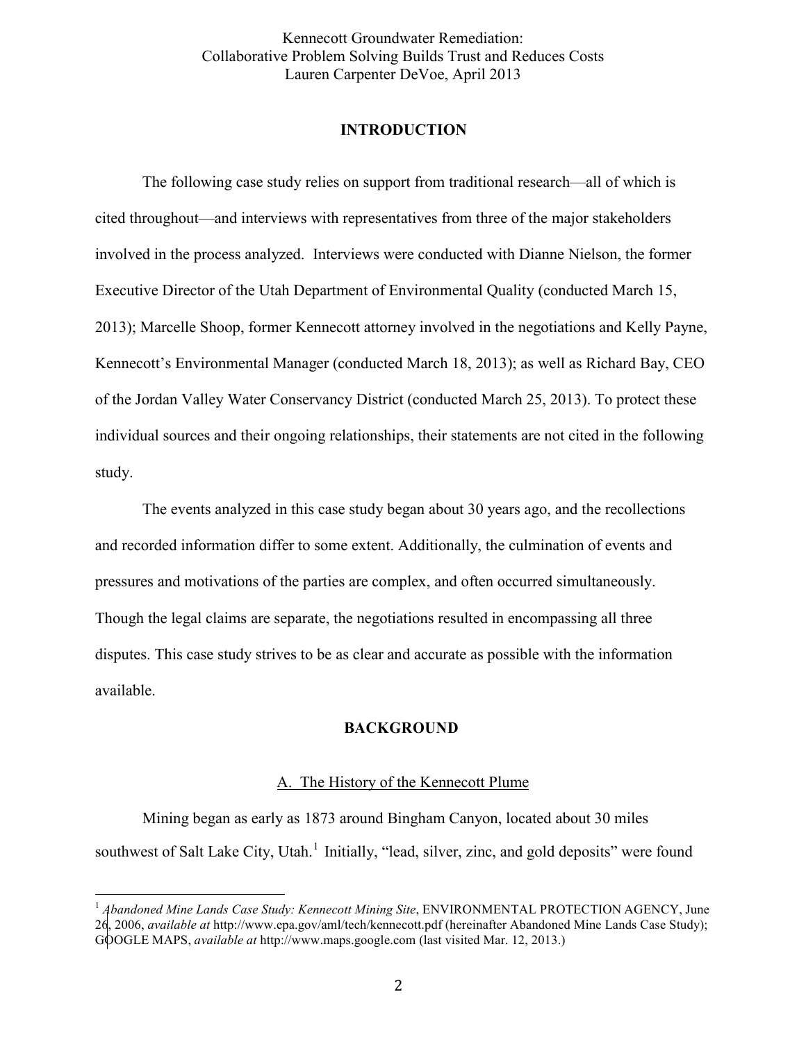Kennecott Groundwater Remediation:
Collaborative Problem Solving Builds Trust and Reduces Costs
Lauren Carpenter DeVoe, April 2013

## INTRODUCTION

The following case study relies on support from traditional research—all of which is cited throughout—and interviews with representatives from three of the major stakeholders involved in the process analyzed. Interviews were conducted with Dianne Nielson, the former Executive Director of the Utah Department of Environmental Quality (conducted March 15, 2013); Marcelle Shoop, former Kennecott attorney involved in the negotiations and Kelly Payne, Kennecott's Environmental Manager (conducted March 18, 2013); as well as Richard Bay, CEO of the Jordan Valley Water Conservancy District (conducted March 25, 2013). To protect these individual sources and their ongoing relationships, their statements are not cited in the following study.

The events analyzed in this case study began about 30 years ago, and the recollections and recorded information differ to some extent. Additionally, the culmination of events and pressures and motivations of the parties are complex, and often occurred simultaneously. Though the legal claims are separate, the negotiations resulted in encompassing all three disputes. This case study strives to be as clear and accurate as possible with the information available.

## BACKGROUND

### A. The History of the Kennecott Plume

Mining began as early as 1873 around Bingham Canyon, located about 30 miles southwest of Salt Lake City, Utah.[1] Initially, "lead, silver, zinc, and gold deposits" were found

[1] *Abandoned Mine Lands Case Study: Kennecott Mining Site*, ENVIRONMENTAL PROTECTION AGENCY, June 26, 2006, *available at* http://www.epa.gov/aml/tech/kennecott.pdf (hereinafter Abandoned Mine Lands Case Study); GOOGLE MAPS, *available at* http://www.maps.google.com (last visited Mar. 12, 2013.)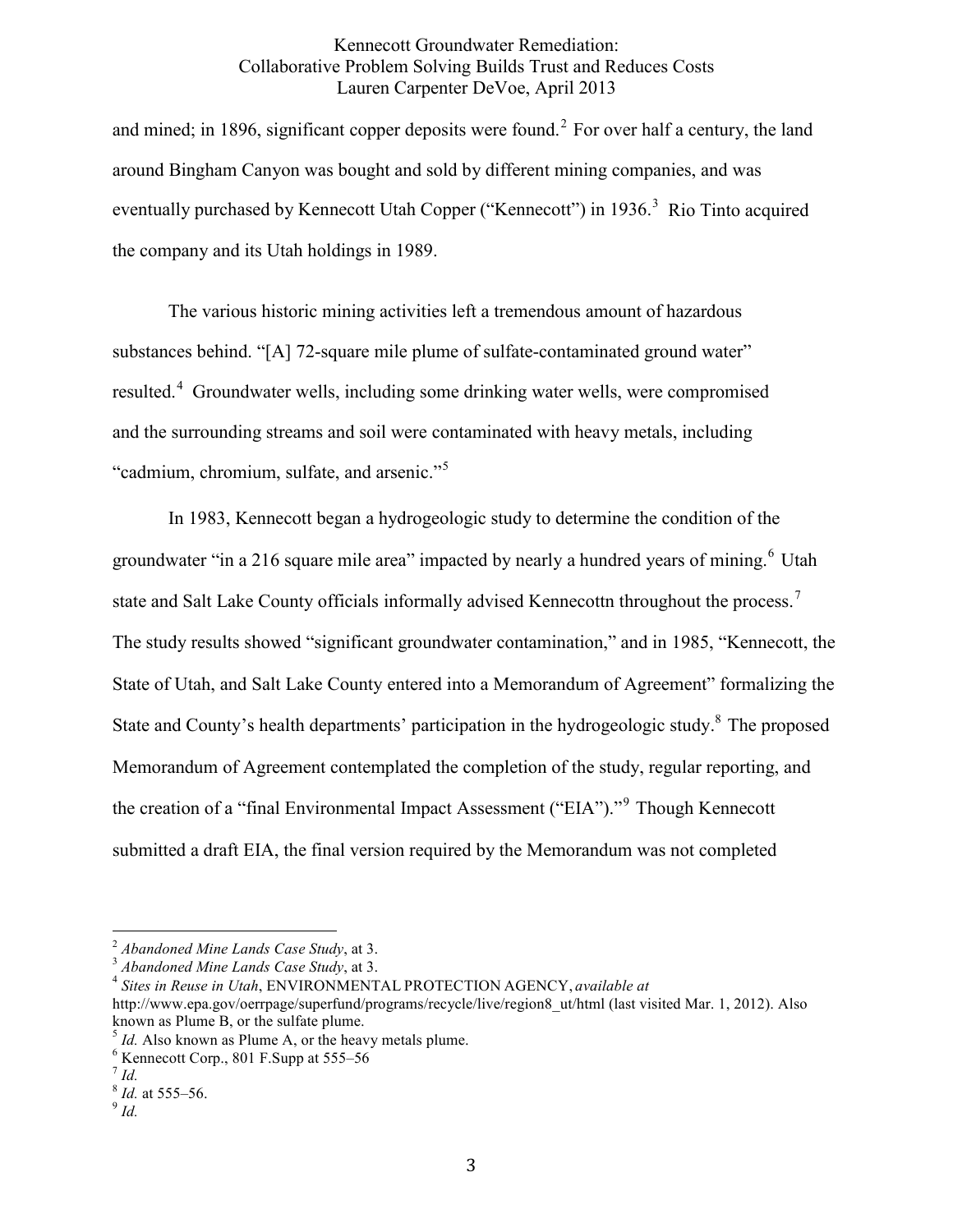and mined; in 1896, significant copper deposits were found.[2] For over half a century, the land around Bingham Canyon was bought and sold by different mining companies, and was eventually purchased by Kennecott Utah Copper ("Kennecott") in 1936.[3] Rio Tinto acquired the company and its Utah holdings in 1989.

The various historic mining activities left a tremendous amount of hazardous substances behind. "[A] 72-square mile plume of sulfate-contaminated ground water" resulted.[4] Groundwater wells, including some drinking water wells, were compromised and the surrounding streams and soil were contaminated with heavy metals, including "cadmium, chromium, sulfate, and arsenic."[5]

In 1983, Kennecott began a hydrogeologic study to determine the condition of the groundwater "in a 216 square mile area" impacted by nearly a hundred years of mining.[6] Utah state and Salt Lake County officials informally advised Kennecottn throughout the process.[7] The study results showed "significant groundwater contamination," and in 1985, "Kennecott, the State of Utah, and Salt Lake County entered into a Memorandum of Agreement" formalizing the State and County's health departments' participation in the hydrogeologic study.[8] The proposed Memorandum of Agreement contemplated the completion of the study, regular reporting, and the creation of a "final Environmental Impact Assessment ("EIA")."[9] Though Kennecott submitted a draft EIA, the final version required by the Memorandum was not completed

---

[2] *Abandoned Mine Lands Case Study*, at 3.

[3] *Abandoned Mine Lands Case Study*, at 3.

[4] *Sites in Reuse in Utah*, ENVIRONMENTAL PROTECTION AGENCY, *available at* http://www.epa.gov/oerrpage/superfund/programs/recycle/live/region8_ut/html (last visited Mar. 1, 2012). Also known as Plume B, or the sulfate plume.

[5] *Id.* Also known as Plume A, or the heavy metals plume.

[6] Kennecott Corp., 801 F.Supp at 555–56

[7] *Id.*

[8] *Id.* at 555–56.

[9] *Id.*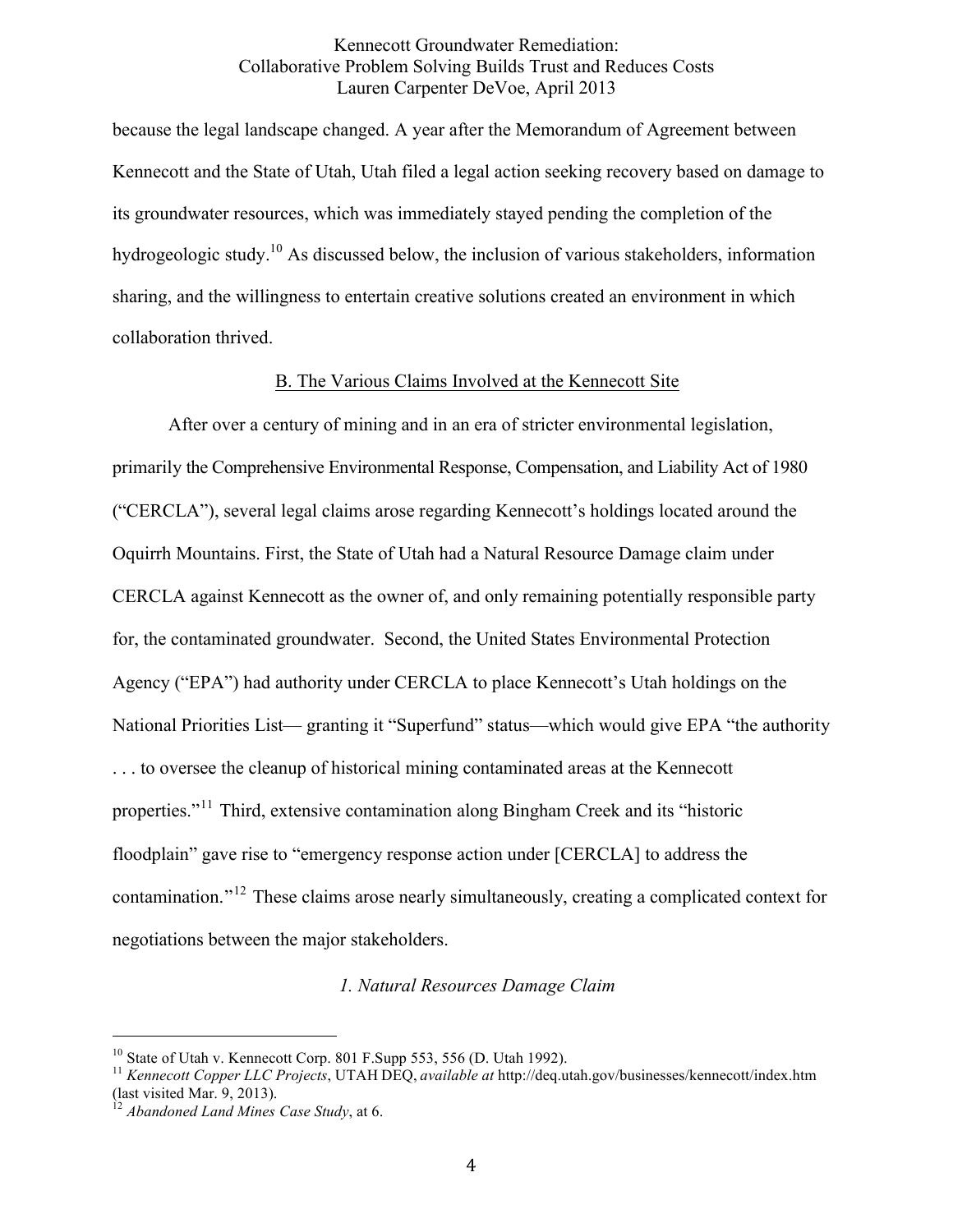because the legal landscape changed. A year after the Memorandum of Agreement between Kennecott and the State of Utah, Utah filed a legal action seeking recovery based on damage to its groundwater resources, which was immediately stayed pending the completion of the hydrogeologic study.[10] As discussed below, the inclusion of various stakeholders, information sharing, and the willingness to entertain creative solutions created an environment in which collaboration thrived.

## B. The Various Claims Involved at the Kennecott Site

After over a century of mining and in an era of stricter environmental legislation, primarily the Comprehensive Environmental Response, Compensation, and Liability Act of 1980 ("CERCLA"), several legal claims arose regarding Kennecott's holdings located around the Oquirrh Mountains. First, the State of Utah had a Natural Resource Damage claim under CERCLA against Kennecott as the owner of, and only remaining potentially responsible party for, the contaminated groundwater. Second, the United States Environmental Protection Agency ("EPA") had authority under CERCLA to place Kennecott's Utah holdings on the National Priorities List— granting it "Superfund" status—which would give EPA "the authority . . . to oversee the cleanup of historical mining contaminated areas at the Kennecott properties."[11] Third, extensive contamination along Bingham Creek and its "historic floodplain" gave rise to "emergency response action under [CERCLA] to address the contamination."[12] These claims arose nearly simultaneously, creating a complicated context for negotiations between the major stakeholders.

### *1. Natural Resources Damage Claim*

---

[10] State of Utah v. Kennecott Corp. 801 F.Supp 553, 556 (D. Utah 1992).

[11] *Kennecott Copper LLC Projects*, UTAH DEQ, *available at* http://deq.utah.gov/businesses/kennecott/index.htm (last visited Mar. 9, 2013).

[12] *Abandoned Land Mines Case Study*, at 6.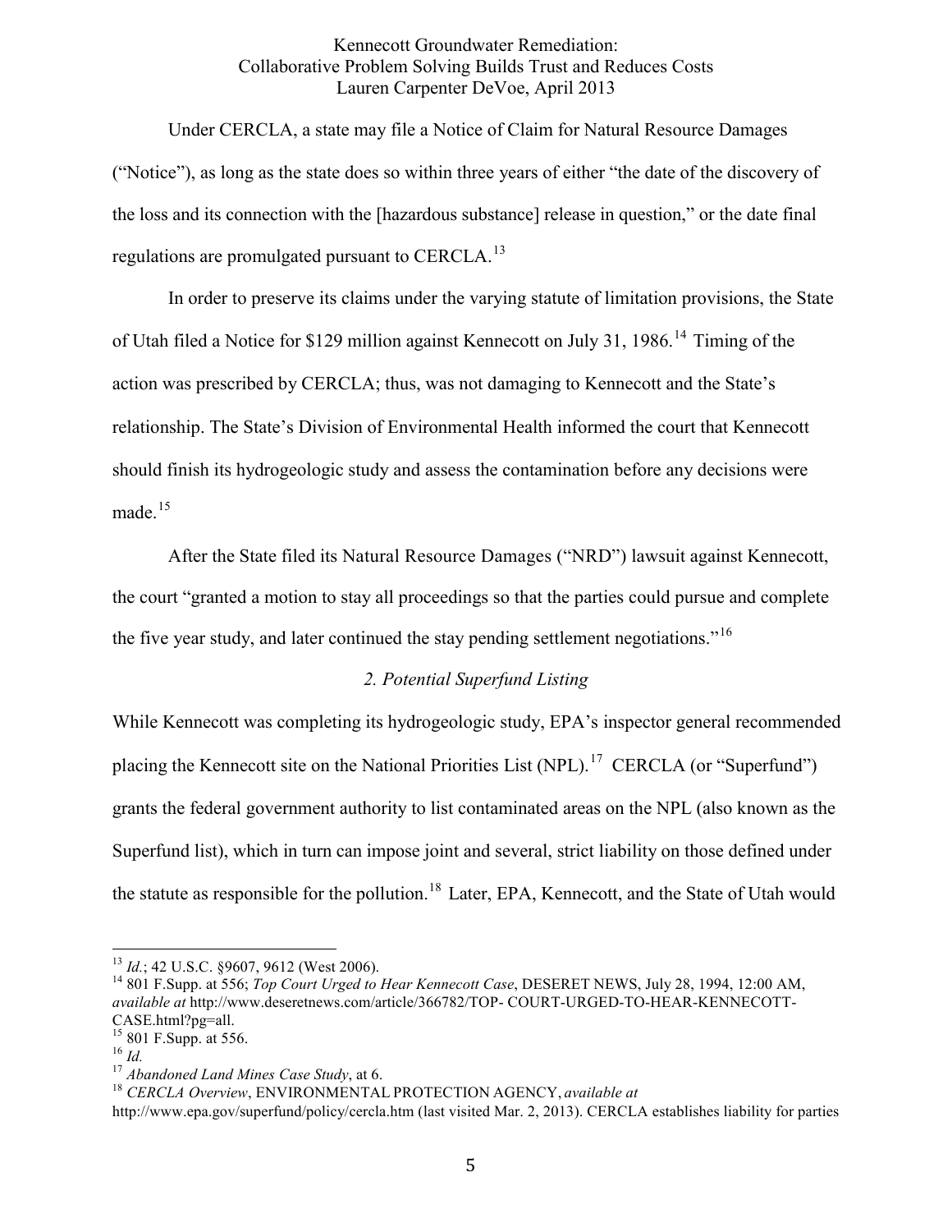Under CERCLA, a state may file a Notice of Claim for Natural Resource Damages ("Notice"), as long as the state does so within three years of either "the date of the discovery of the loss and its connection with the [hazardous substance] release in question," or the date final regulations are promulgated pursuant to CERCLA.[13]

In order to preserve its claims under the varying statute of limitation provisions, the State of Utah filed a Notice for $129 million against Kennecott on July 31, 1986.[14] Timing of the action was prescribed by CERCLA; thus, was not damaging to Kennecott and the State's relationship. The State's Division of Environmental Health informed the court that Kennecott should finish its hydrogeologic study and assess the contamination before any decisions were made.[15]

After the State filed its Natural Resource Damages ("NRD") lawsuit against Kennecott, the court "granted a motion to stay all proceedings so that the parties could pursue and complete the five year study, and later continued the stay pending settlement negotiations."[16]

### *2. Potential Superfund Listing*

While Kennecott was completing its hydrogeologic study, EPA's inspector general recommended placing the Kennecott site on the National Priorities List (NPL).[17] CERCLA (or "Superfund") grants the federal government authority to list contaminated areas on the NPL (also known as the Superfund list), which in turn can impose joint and several, strict liability on those defined under the statute as responsible for the pollution.[18] Later, EPA, Kennecott, and the State of Utah would

---

[13] *Id.*; 42 U.S.C. §9607, 9612 (West 2006).

[14] 801 F.Supp. at 556; *Top Court Urged to Hear Kennecott Case*, DESERET NEWS, July 28, 1994, 12:00 AM, *available at* http://www.deseretnews.com/article/366782/TOP- COURT-URGED-TO-HEAR-KENNECOTT-CASE.html?pg=all.

[15] 801 F.Supp. at 556.

[16] *Id.*

[17] *Abandoned Land Mines Case Study*, at 6.

[18] *CERCLA Overview*, ENVIRONMENTAL PROTECTION AGENCY, *available at* http://www.epa.gov/superfund/policy/cercla.htm (last visited Mar. 2, 2013). CERCLA establishes liability for parties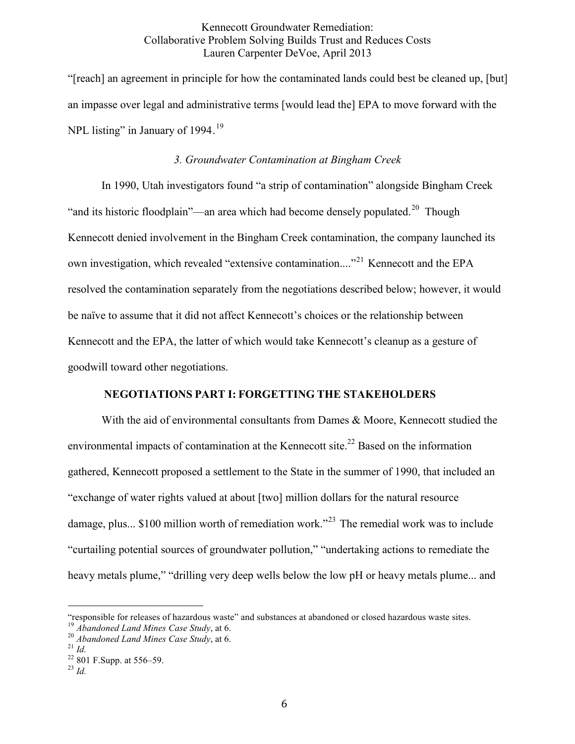"[reach] an agreement in principle for how the contaminated lands could best be cleaned up, [but] an impasse over legal and administrative terms [would lead the] EPA to move forward with the NPL listing" in January of 1994.[19]

### *3. Groundwater Contamination at Bingham Creek*

In 1990, Utah investigators found "a strip of contamination" alongside Bingham Creek "and its historic floodplain"—an area which had become densely populated.[20] Though Kennecott denied involvement in the Bingham Creek contamination, the company launched its own investigation, which revealed "extensive contamination...."[21] Kennecott and the EPA resolved the contamination separately from the negotiations described below; however, it would be naïve to assume that it did not affect Kennecott's choices or the relationship between Kennecott and the EPA, the latter of which would take Kennecott's cleanup as a gesture of goodwill toward other negotiations.

## NEGOTIATIONS PART I: FORGETTING THE STAKEHOLDERS

With the aid of environmental consultants from Dames & Moore, Kennecott studied the environmental impacts of contamination at the Kennecott site.[22] Based on the information gathered, Kennecott proposed a settlement to the State in the summer of 1990, that included an "exchange of water rights valued at about [two] million dollars for the natural resource damage, plus... $100 million worth of remediation work."[23] The remedial work was to include "curtailing potential sources of groundwater pollution," "undertaking actions to remediate the heavy metals plume," "drilling very deep wells below the low pH or heavy metals plume... and

---

"responsible for releases of hazardous waste" and substances at abandoned or closed hazardous waste sites.

[19] *Abandoned Land Mines Case Study*, at 6.

[20] *Abandoned Land Mines Case Study*, at 6.

[21] *Id.*

[22] 801 F.Supp. at 556–59.

[23] *Id.*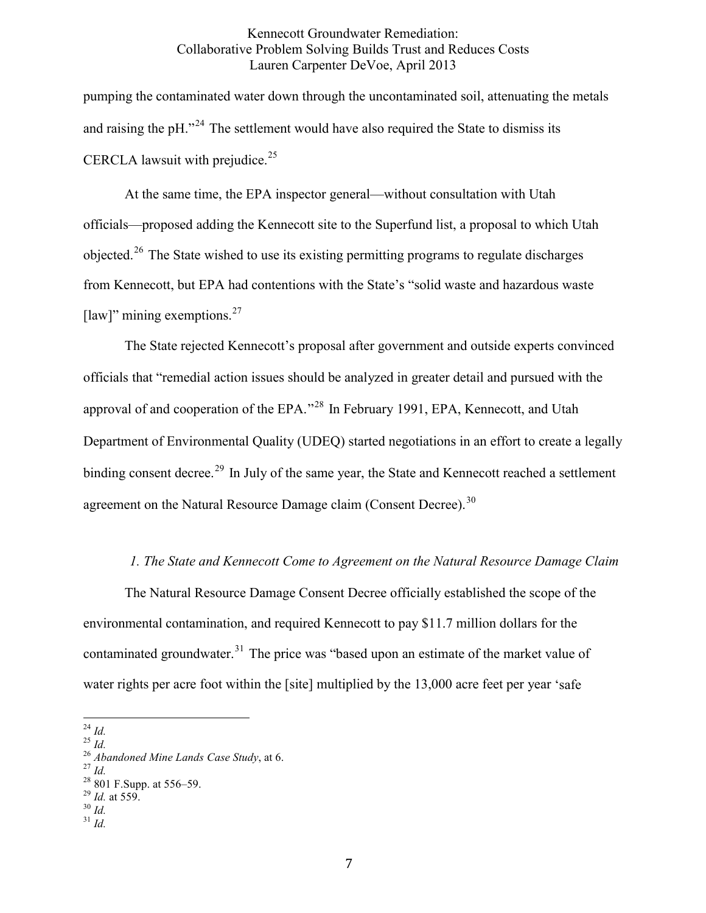pumping the contaminated water down through the uncontaminated soil, attenuating the metals and raising the pH."[24] The settlement would have also required the State to dismiss its CERCLA lawsuit with prejudice.[25]

At the same time, the EPA inspector general—without consultation with Utah officials—proposed adding the Kennecott site to the Superfund list, a proposal to which Utah objected.[26] The State wished to use its existing permitting programs to regulate discharges from Kennecott, but EPA had contentions with the State's "solid waste and hazardous waste [law]" mining exemptions.[27]

The State rejected Kennecott's proposal after government and outside experts convinced officials that "remedial action issues should be analyzed in greater detail and pursued with the approval of and cooperation of the EPA."[28] In February 1991, EPA, Kennecott, and Utah Department of Environmental Quality (UDEQ) started negotiations in an effort to create a legally binding consent decree.[29] In July of the same year, the State and Kennecott reached a settlement agreement on the Natural Resource Damage claim (Consent Decree).[30]

### *1. The State and Kennecott Come to Agreement on the Natural Resource Damage Claim*

The Natural Resource Damage Consent Decree officially established the scope of the environmental contamination, and required Kennecott to pay $11.7 million dollars for the contaminated groundwater.[31] The price was "based upon an estimate of the market value of water rights per acre foot within the [site] multiplied by the 13,000 acre feet per year 'safe

---

[24] *Id.*
[25] *Id.*
[26] *Abandoned Mine Lands Case Study*, at 6.
[27] *Id.*
[28] 801 F.Supp. at 556–59.
[29] *Id.* at 559.
[30] *Id.*
[31] *Id.*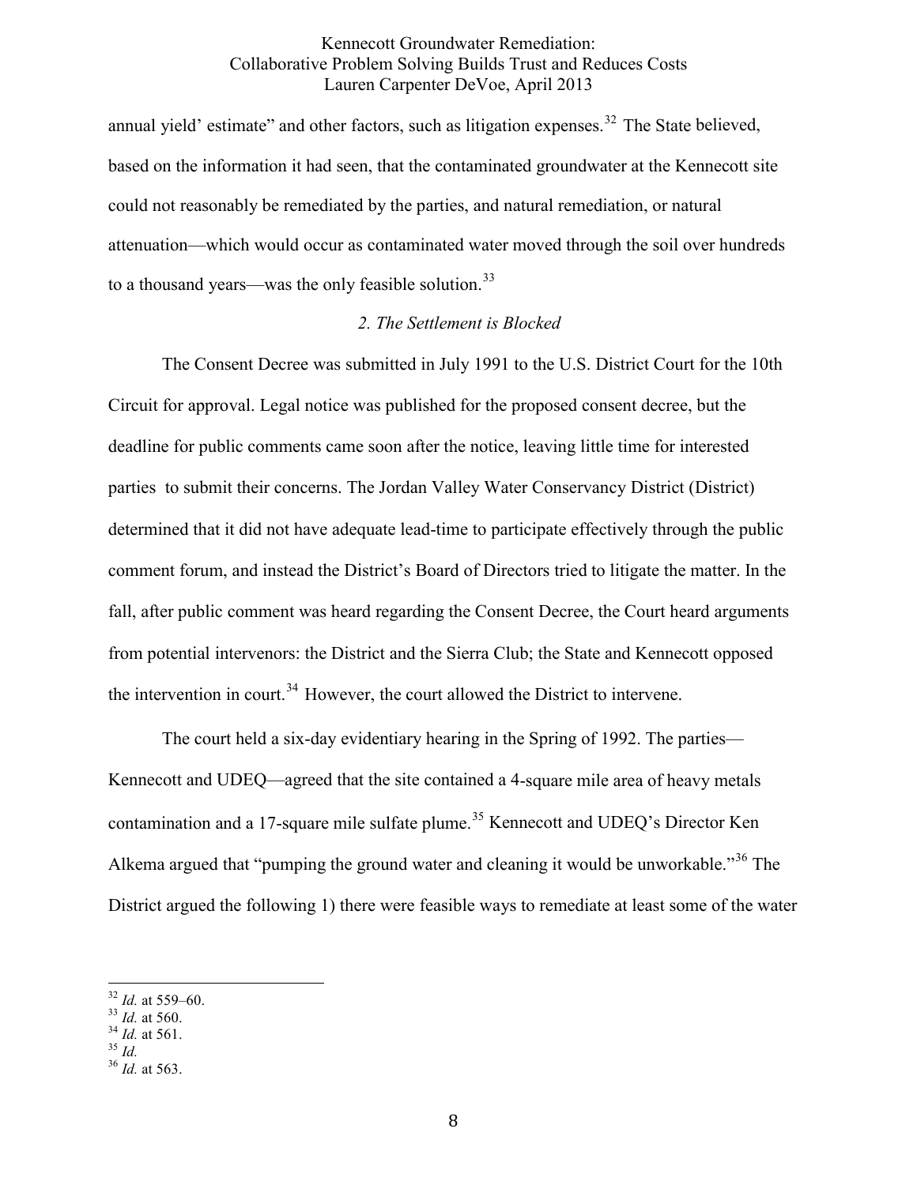annual yield' estimate" and other factors, such as litigation expenses.[32] The State believed, based on the information it had seen, that the contaminated groundwater at the Kennecott site could not reasonably be remediated by the parties, and natural remediation, or natural attenuation—which would occur as contaminated water moved through the soil over hundreds to a thousand years—was the only feasible solution.[33]

### *2. The Settlement is Blocked*

The Consent Decree was submitted in July 1991 to the U.S. District Court for the 10th Circuit for approval. Legal notice was published for the proposed consent decree, but the deadline for public comments came soon after the notice, leaving little time for interested parties to submit their concerns. The Jordan Valley Water Conservancy District (District) determined that it did not have adequate lead-time to participate effectively through the public comment forum, and instead the District's Board of Directors tried to litigate the matter. In the fall, after public comment was heard regarding the Consent Decree, the Court heard arguments from potential intervenors: the District and the Sierra Club; the State and Kennecott opposed the intervention in court.[34] However, the court allowed the District to intervene.

The court held a six-day evidentiary hearing in the Spring of 1992. The parties—Kennecott and UDEQ—agreed that the site contained a 4-square mile area of heavy metals contamination and a 17-square mile sulfate plume.[35] Kennecott and UDEQ's Director Ken Alkema argued that "pumping the ground water and cleaning it would be unworkable."[36] The District argued the following 1) there were feasible ways to remediate at least some of the water

---

[32] *Id.* at 559–60.
[33] *Id.* at 560.
[34] *Id.* at 561.
[35] *Id.*
[36] *Id.* at 563.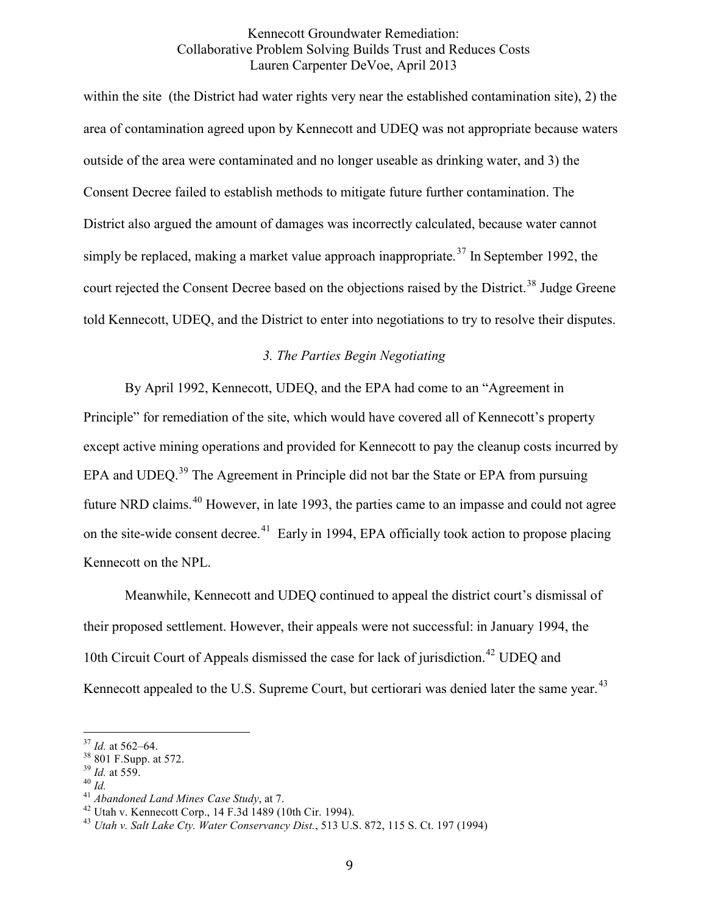within the site (the District had water rights very near the established contamination site), 2) the area of contamination agreed upon by Kennecott and UDEQ was not appropriate because waters outside of the area were contaminated and no longer useable as drinking water, and 3) the Consent Decree failed to establish methods to mitigate future further contamination. The District also argued the amount of damages was incorrectly calculated, because water cannot simply be replaced, making a market value approach inappropriate.[37] In September 1992, the court rejected the Consent Decree based on the objections raised by the District.[38] Judge Greene told Kennecott, UDEQ, and the District to enter into negotiations to try to resolve their disputes.

### *3. The Parties Begin Negotiating*

By April 1992, Kennecott, UDEQ, and the EPA had come to an "Agreement in Principle" for remediation of the site, which would have covered all of Kennecott's property except active mining operations and provided for Kennecott to pay the cleanup costs incurred by EPA and UDEQ.[39] The Agreement in Principle did not bar the State or EPA from pursuing future NRD claims.[40] However, in late 1993, the parties came to an impasse and could not agree on the site-wide consent decree.[41] Early in 1994, EPA officially took action to propose placing Kennecott on the NPL.

Meanwhile, Kennecott and UDEQ continued to appeal the district court's dismissal of their proposed settlement. However, their appeals were not successful: in January 1994, the 10th Circuit Court of Appeals dismissed the case for lack of jurisdiction.[42] UDEQ and Kennecott appealed to the U.S. Supreme Court, but certiorari was denied later the same year.[43]

---

[37] *Id.* at 562–64.
[38] 801 F.Supp. at 572.
[39] *Id.* at 559.
[40] *Id.*
[41] *Abandoned Land Mines Case Study*, at 7.
[42] Utah v. Kennecott Corp., 14 F.3d 1489 (10th Cir. 1994).
[43] *Utah v. Salt Lake Cty. Water Conservancy Dist.*, 513 U.S. 872, 115 S. Ct. 197 (1994)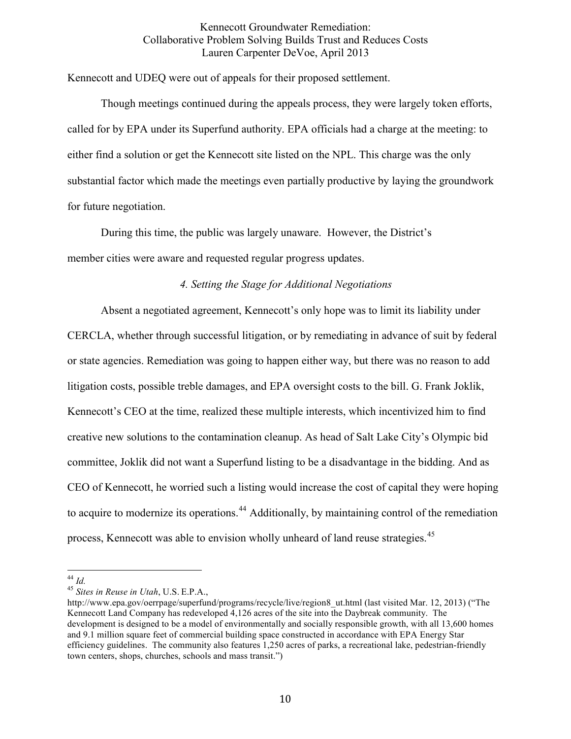Kennecott and UDEQ were out of appeals for their proposed settlement.

Though meetings continued during the appeals process, they were largely token efforts, called for by EPA under its Superfund authority. EPA officials had a charge at the meeting: to either find a solution or get the Kennecott site listed on the NPL. This charge was the only substantial factor which made the meetings even partially productive by laying the groundwork for future negotiation.

During this time, the public was largely unaware. However, the District's member cities were aware and requested regular progress updates.

### *4. Setting the Stage for Additional Negotiations*

Absent a negotiated agreement, Kennecott's only hope was to limit its liability under CERCLA, whether through successful litigation, or by remediating in advance of suit by federal or state agencies. Remediation was going to happen either way, but there was no reason to add litigation costs, possible treble damages, and EPA oversight costs to the bill. G. Frank Joklik, Kennecott's CEO at the time, realized these multiple interests, which incentivized him to find creative new solutions to the contamination cleanup. As head of Salt Lake City's Olympic bid committee, Joklik did not want a Superfund listing to be a disadvantage in the bidding. And as CEO of Kennecott, he worried such a listing would increase the cost of capital they were hoping to acquire to modernize its operations.[44] Additionally, by maintaining control of the remediation process, Kennecott was able to envision wholly unheard of land reuse strategies.[45]

---

[44] *Id.*

[45] *Sites in Reuse in Utah*, U.S. E.P.A., http://www.epa.gov/oerrpage/superfund/programs/recycle/live/region8_ut.html (last visited Mar. 12, 2013) ("The Kennecott Land Company has redeveloped 4,126 acres of the site into the Daybreak community. The development is designed to be a model of environmentally and socially responsible growth, with all 13,600 homes and 9.1 million square feet of commercial building space constructed in accordance with EPA Energy Star efficiency guidelines. The community also features 1,250 acres of parks, a recreational lake, pedestrian-friendly town centers, shops, churches, schools and mass transit.")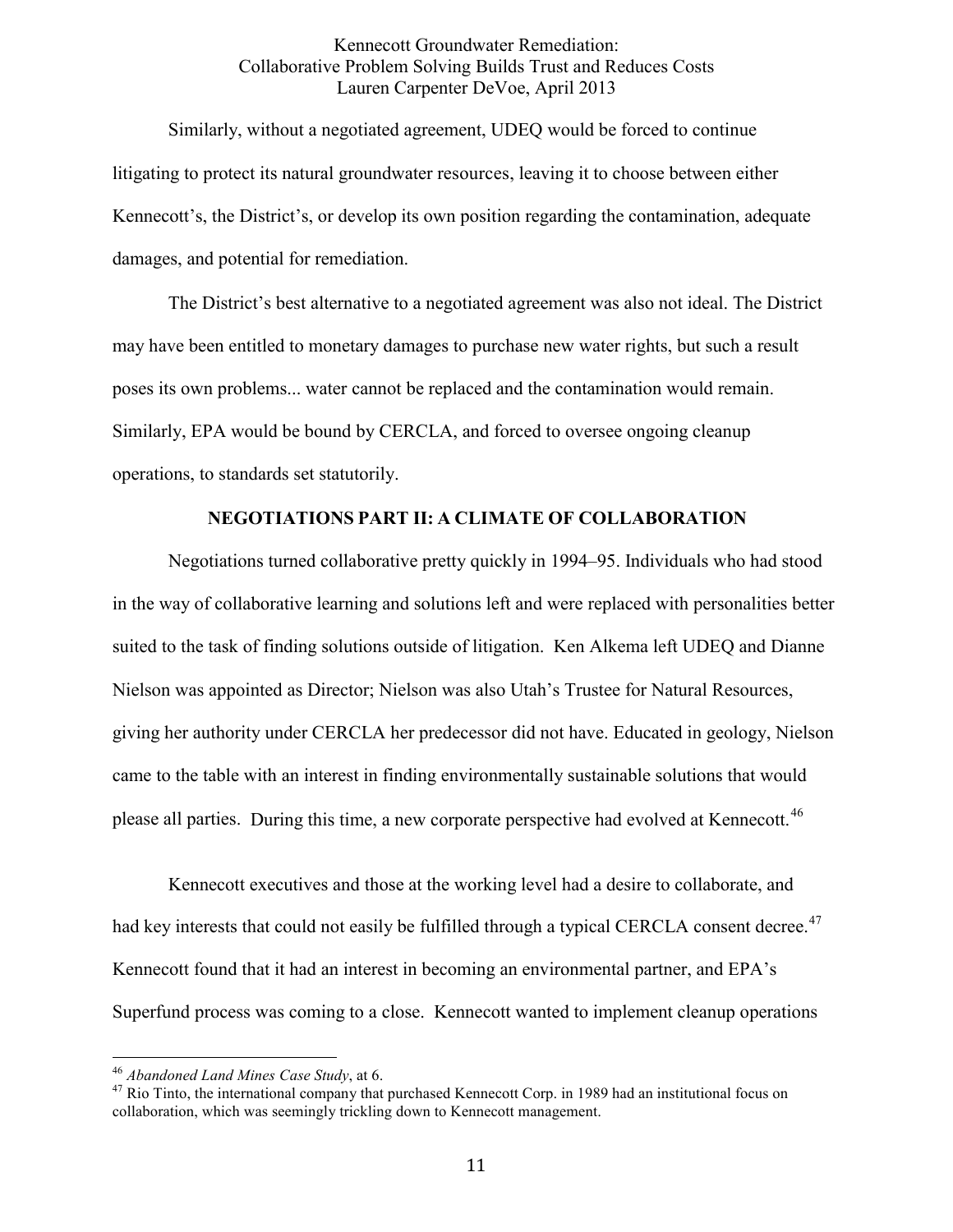Similarly, without a negotiated agreement, UDEQ would be forced to continue litigating to protect its natural groundwater resources, leaving it to choose between either Kennecott's, the District's, or develop its own position regarding the contamination, adequate damages, and potential for remediation.

The District's best alternative to a negotiated agreement was also not ideal. The District may have been entitled to monetary damages to purchase new water rights, but such a result poses its own problems... water cannot be replaced and the contamination would remain. Similarly, EPA would be bound by CERCLA, and forced to oversee ongoing cleanup operations, to standards set statutorily.

## NEGOTIATIONS PART II: A CLIMATE OF COLLABORATION

Negotiations turned collaborative pretty quickly in 1994–95. Individuals who had stood in the way of collaborative learning and solutions left and were replaced with personalities better suited to the task of finding solutions outside of litigation. Ken Alkema left UDEQ and Dianne Nielson was appointed as Director; Nielson was also Utah's Trustee for Natural Resources, giving her authority under CERCLA her predecessor did not have. Educated in geology, Nielson came to the table with an interest in finding environmentally sustainable solutions that would please all parties. During this time, a new corporate perspective had evolved at Kennecott.[46]

Kennecott executives and those at the working level had a desire to collaborate, and had key interests that could not easily be fulfilled through a typical CERCLA consent decree.[47] Kennecott found that it had an interest in becoming an environmental partner, and EPA's Superfund process was coming to a close. Kennecott wanted to implement cleanup operations

---

[46] *Abandoned Land Mines Case Study*, at 6.

[47] Rio Tinto, the international company that purchased Kennecott Corp. in 1989 had an institutional focus on collaboration, which was seemingly trickling down to Kennecott management.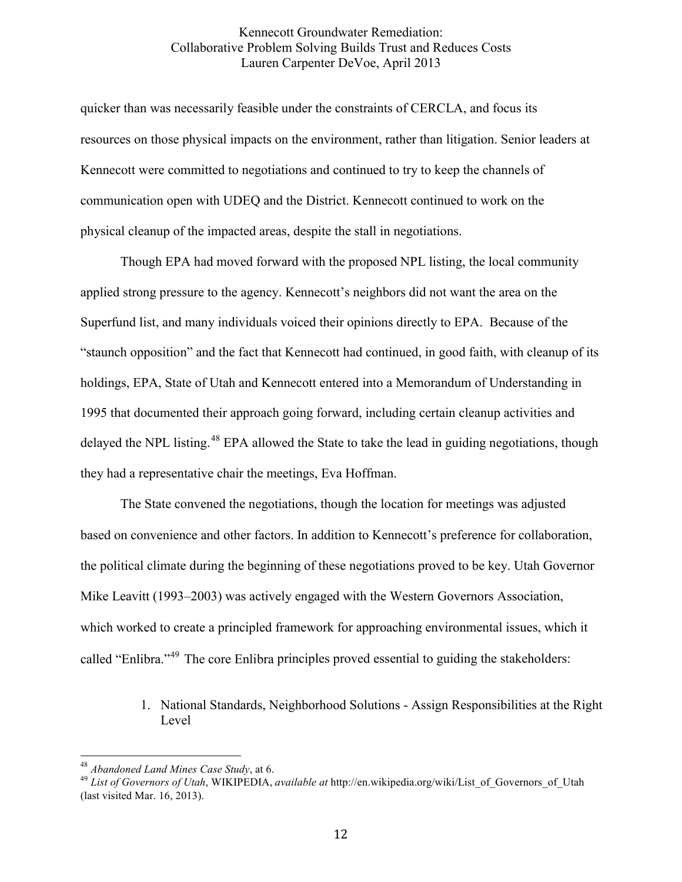quicker than was necessarily feasible under the constraints of CERCLA, and focus its resources on those physical impacts on the environment, rather than litigation. Senior leaders at Kennecott were committed to negotiations and continued to try to keep the channels of communication open with UDEQ and the District. Kennecott continued to work on the physical cleanup of the impacted areas, despite the stall in negotiations.

Though EPA had moved forward with the proposed NPL listing, the local community applied strong pressure to the agency. Kennecott's neighbors did not want the area on the Superfund list, and many individuals voiced their opinions directly to EPA. Because of the "staunch opposition" and the fact that Kennecott had continued, in good faith, with cleanup of its holdings, EPA, State of Utah and Kennecott entered into a Memorandum of Understanding in 1995 that documented their approach going forward, including certain cleanup activities and delayed the NPL listing.[48] EPA allowed the State to take the lead in guiding negotiations, though they had a representative chair the meetings, Eva Hoffman.

The State convened the negotiations, though the location for meetings was adjusted based on convenience and other factors. In addition to Kennecott's preference for collaboration, the political climate during the beginning of these negotiations proved to be key. Utah Governor Mike Leavitt (1993–2003) was actively engaged with the Western Governors Association, which worked to create a principled framework for approaching environmental issues, which it called "Enlibra."[49] The core Enlibra principles proved essential to guiding the stakeholders:

1. National Standards, Neighborhood Solutions - Assign Responsibilities at the Right Level

---

[48] *Abandoned Land Mines Case Study*, at 6.

[49] *List of Governors of Utah*, WIKIPEDIA, *available at* http://en.wikipedia.org/wiki/List_of_Governors_of_Utah (last visited Mar. 16, 2013).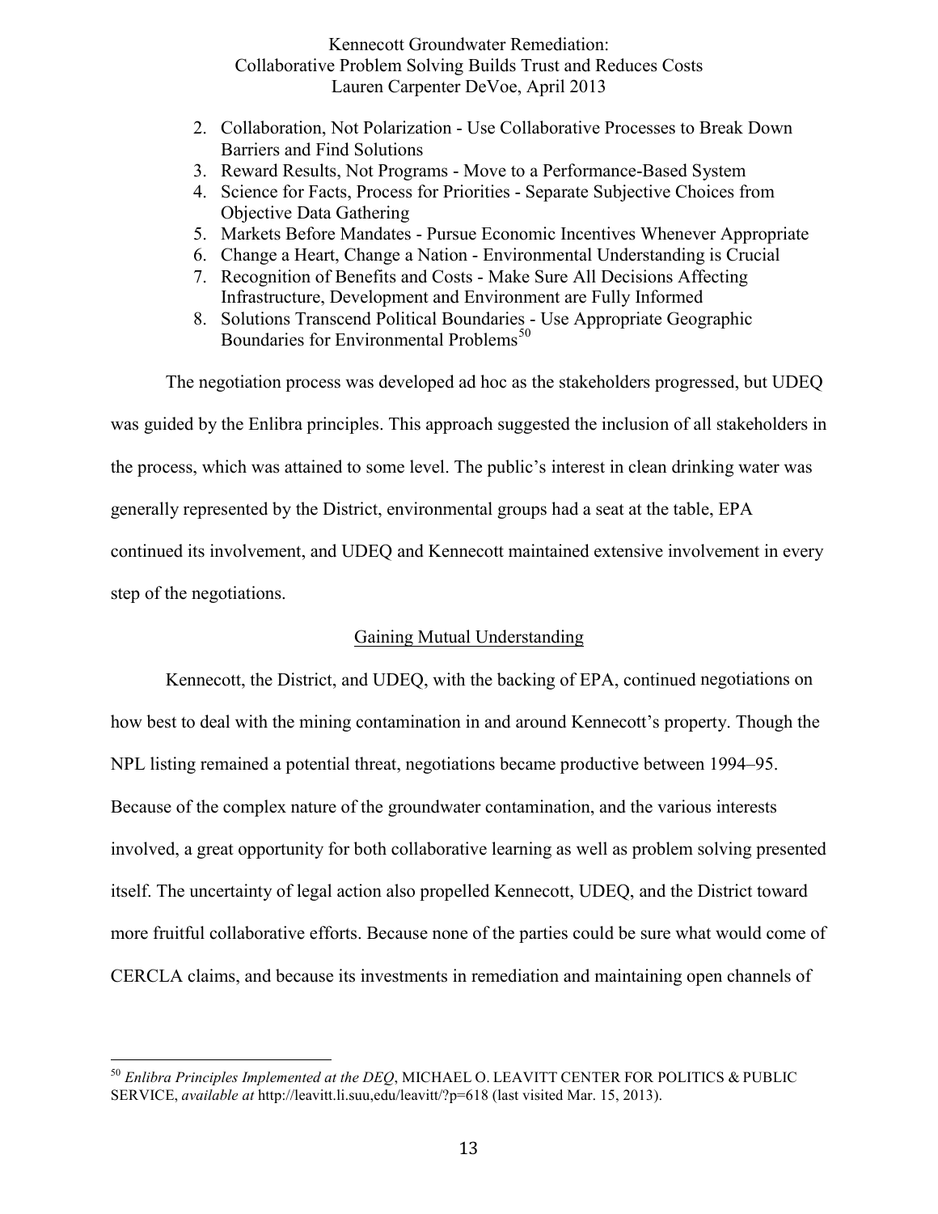2. Collaboration, Not Polarization - Use Collaborative Processes to Break Down Barriers and Find Solutions
3. Reward Results, Not Programs - Move to a Performance-Based System
4. Science for Facts, Process for Priorities - Separate Subjective Choices from Objective Data Gathering
5. Markets Before Mandates - Pursue Economic Incentives Whenever Appropriate
6. Change a Heart, Change a Nation - Environmental Understanding is Crucial
7. Recognition of Benefits and Costs - Make Sure All Decisions Affecting Infrastructure, Development and Environment are Fully Informed
8. Solutions Transcend Political Boundaries - Use Appropriate Geographic Boundaries for Environmental Problems[50]

The negotiation process was developed ad hoc as the stakeholders progressed, but UDEQ was guided by the Enlibra principles. This approach suggested the inclusion of all stakeholders in the process, which was attained to some level. The public's interest in clean drinking water was generally represented by the District, environmental groups had a seat at the table, EPA continued its involvement, and UDEQ and Kennecott maintained extensive involvement in every step of the negotiations.

## Gaining Mutual Understanding

Kennecott, the District, and UDEQ, with the backing of EPA, continued negotiations on how best to deal with the mining contamination in and around Kennecott's property. Though the NPL listing remained a potential threat, negotiations became productive between 1994–95. Because of the complex nature of the groundwater contamination, and the various interests involved, a great opportunity for both collaborative learning as well as problem solving presented itself. The uncertainty of legal action also propelled Kennecott, UDEQ, and the District toward more fruitful collaborative efforts. Because none of the parties could be sure what would come of CERCLA claims, and because its investments in remediation and maintaining open channels of

---

[50] *Enlibra Principles Implemented at the DEQ*, MICHAEL O. LEAVITT CENTER FOR POLITICS & PUBLIC SERVICE, *available at* http://leavitt.li.suu,edu/leavitt/?p=618 (last visited Mar. 15, 2013).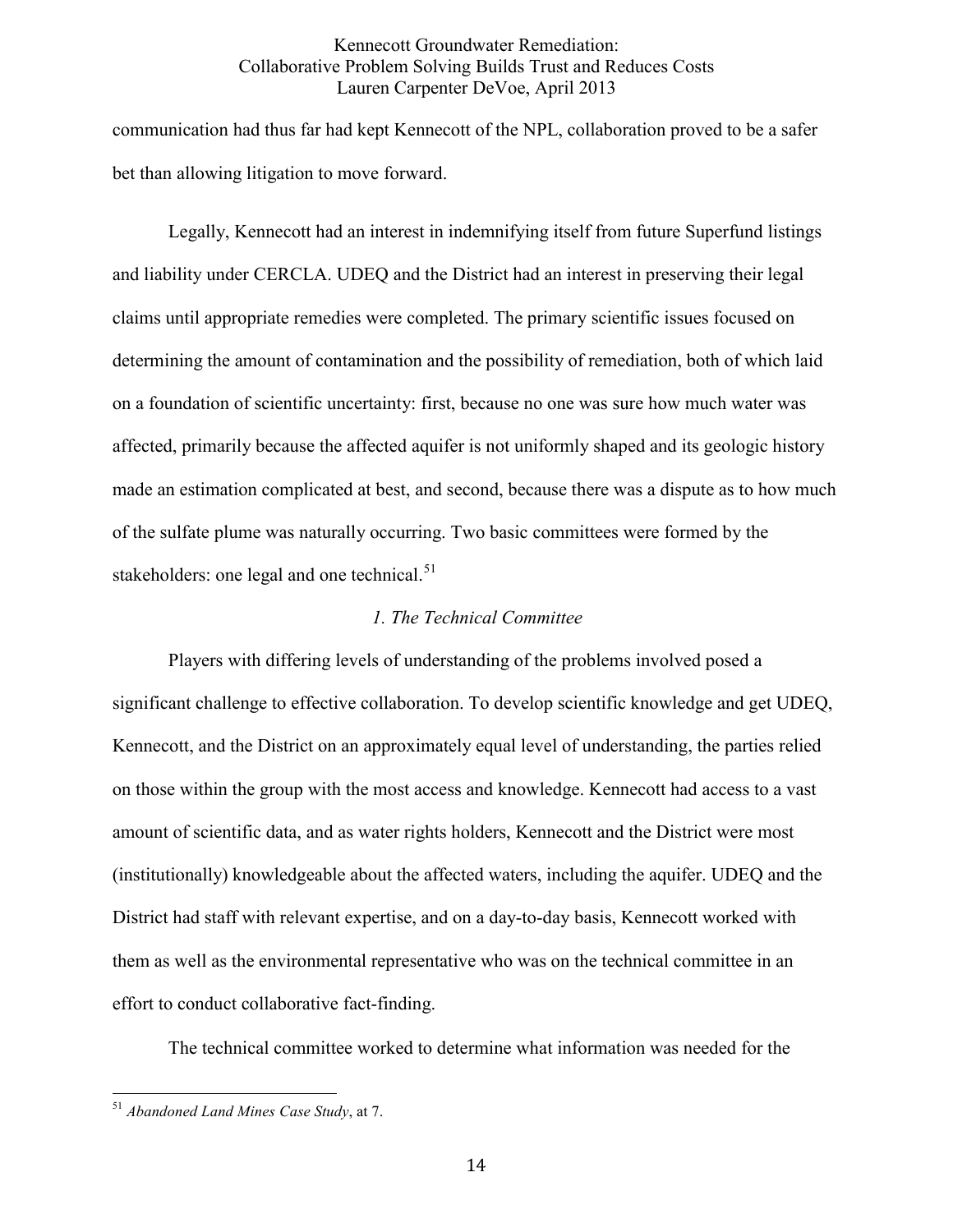communication had thus far had kept Kennecott of the NPL, collaboration proved to be a safer bet than allowing litigation to move forward.

Legally, Kennecott had an interest in indemnifying itself from future Superfund listings and liability under CERCLA. UDEQ and the District had an interest in preserving their legal claims until appropriate remedies were completed. The primary scientific issues focused on determining the amount of contamination and the possibility of remediation, both of which laid on a foundation of scientific uncertainty: first, because no one was sure how much water was affected, primarily because the affected aquifer is not uniformly shaped and its geologic history made an estimation complicated at best, and second, because there was a dispute as to how much of the sulfate plume was naturally occurring. Two basic committees were formed by the stakeholders: one legal and one technical.[51]

### *1. The Technical Committee*

Players with differing levels of understanding of the problems involved posed a significant challenge to effective collaboration. To develop scientific knowledge and get UDEQ, Kennecott, and the District on an approximately equal level of understanding, the parties relied on those within the group with the most access and knowledge. Kennecott had access to a vast amount of scientific data, and as water rights holders, Kennecott and the District were most (institutionally) knowledgeable about the affected waters, including the aquifer. UDEQ and the District had staff with relevant expertise, and on a day-to-day basis, Kennecott worked with them as well as the environmental representative who was on the technical committee in an effort to conduct collaborative fact-finding.

The technical committee worked to determine what information was needed for the

[51] *Abandoned Land Mines Case Study*, at 7.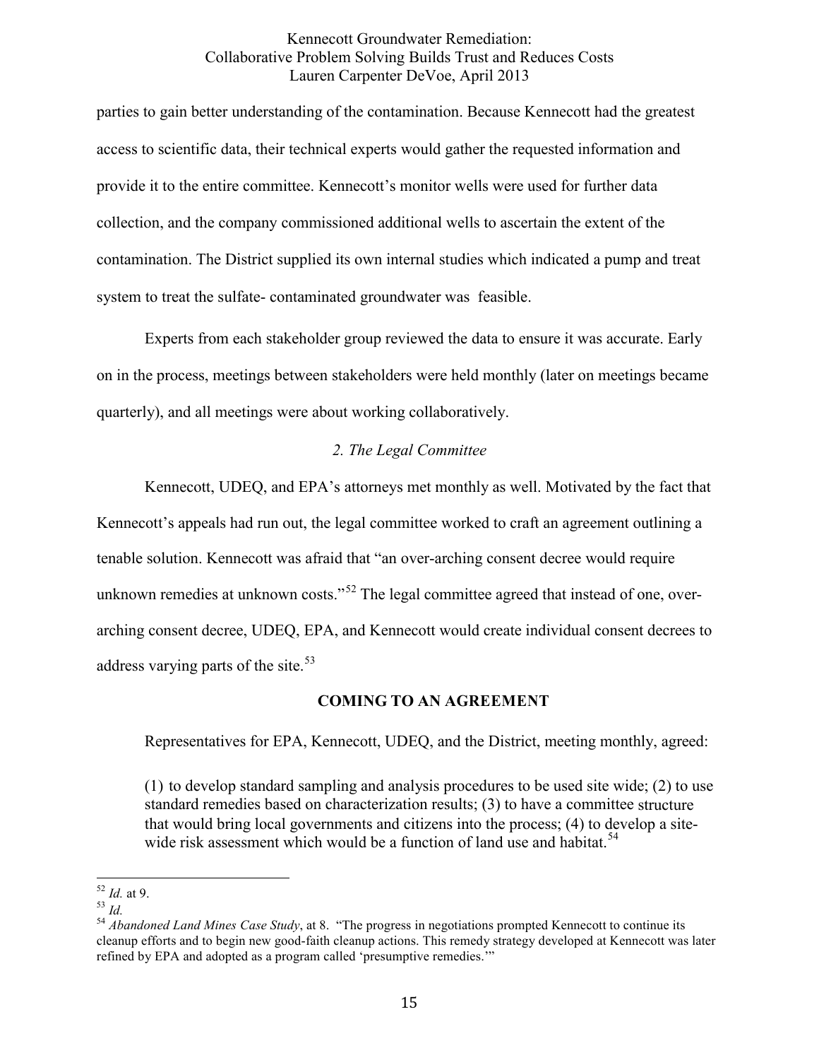parties to gain better understanding of the contamination. Because Kennecott had the greatest access to scientific data, their technical experts would gather the requested information and provide it to the entire committee. Kennecott's monitor wells were used for further data collection, and the company commissioned additional wells to ascertain the extent of the contamination. The District supplied its own internal studies which indicated a pump and treat system to treat the sulfate- contaminated groundwater was feasible.

Experts from each stakeholder group reviewed the data to ensure it was accurate. Early on in the process, meetings between stakeholders were held monthly (later on meetings became quarterly), and all meetings were about working collaboratively.

### *2. The Legal Committee*

Kennecott, UDEQ, and EPA's attorneys met monthly as well. Motivated by the fact that Kennecott's appeals had run out, the legal committee worked to craft an agreement outlining a tenable solution. Kennecott was afraid that "an over-arching consent decree would require unknown remedies at unknown costs."[52] The legal committee agreed that instead of one, over-arching consent decree, UDEQ, EPA, and Kennecott would create individual consent decrees to address varying parts of the site.[53]

## COMING TO AN AGREEMENT

Representatives for EPA, Kennecott, UDEQ, and the District, meeting monthly, agreed:

> (1) to develop standard sampling and analysis procedures to be used site wide; (2) to use standard remedies based on characterization results; (3) to have a committee structure that would bring local governments and citizens into the process; (4) to develop a site-wide risk assessment which would be a function of land use and habitat.[54]

---

[52] *Id.* at 9.

[53] *Id.*

[54] *Abandoned Land Mines Case Study*, at 8. "The progress in negotiations prompted Kennecott to continue its cleanup efforts and to begin new good-faith cleanup actions. This remedy strategy developed at Kennecott was later refined by EPA and adopted as a program called 'presumptive remedies.'"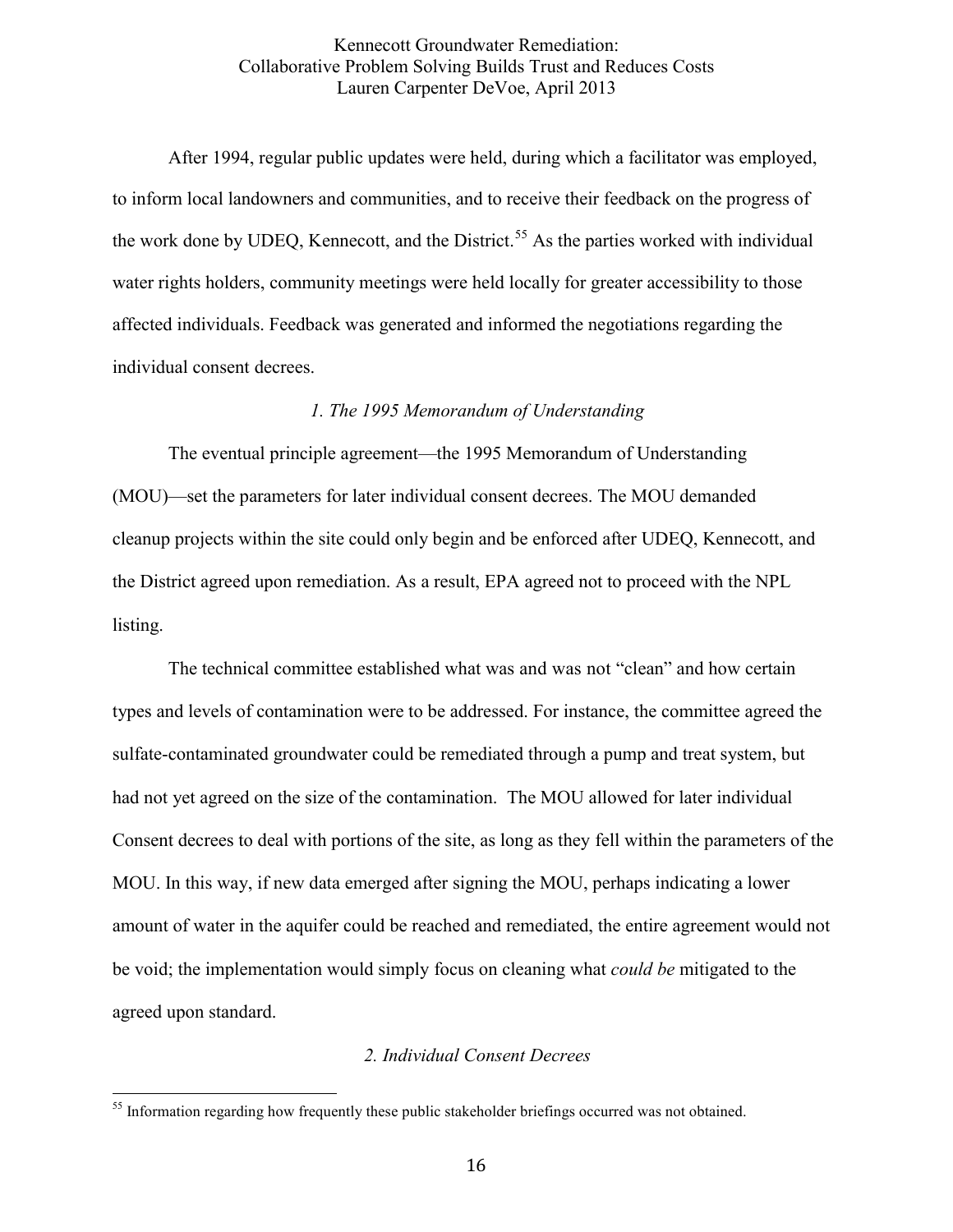After 1994, regular public updates were held, during which a facilitator was employed, to inform local landowners and communities, and to receive their feedback on the progress of the work done by UDEQ, Kennecott, and the District.[55] As the parties worked with individual water rights holders, community meetings were held locally for greater accessibility to those affected individuals. Feedback was generated and informed the negotiations regarding the individual consent decrees.

### *1. The 1995 Memorandum of Understanding*

The eventual principle agreement—the 1995 Memorandum of Understanding (MOU)—set the parameters for later individual consent decrees. The MOU demanded cleanup projects within the site could only begin and be enforced after UDEQ, Kennecott, and the District agreed upon remediation. As a result, EPA agreed not to proceed with the NPL listing.

The technical committee established what was and was not "clean" and how certain types and levels of contamination were to be addressed. For instance, the committee agreed the sulfate-contaminated groundwater could be remediated through a pump and treat system, but had not yet agreed on the size of the contamination. The MOU allowed for later individual Consent decrees to deal with portions of the site, as long as they fell within the parameters of the MOU. In this way, if new data emerged after signing the MOU, perhaps indicating a lower amount of water in the aquifer could be reached and remediated, the entire agreement would not be void; the implementation would simply focus on cleaning what *could be* mitigated to the agreed upon standard.

### *2. Individual Consent Decrees*

[55] Information regarding how frequently these public stakeholder briefings occurred was not obtained.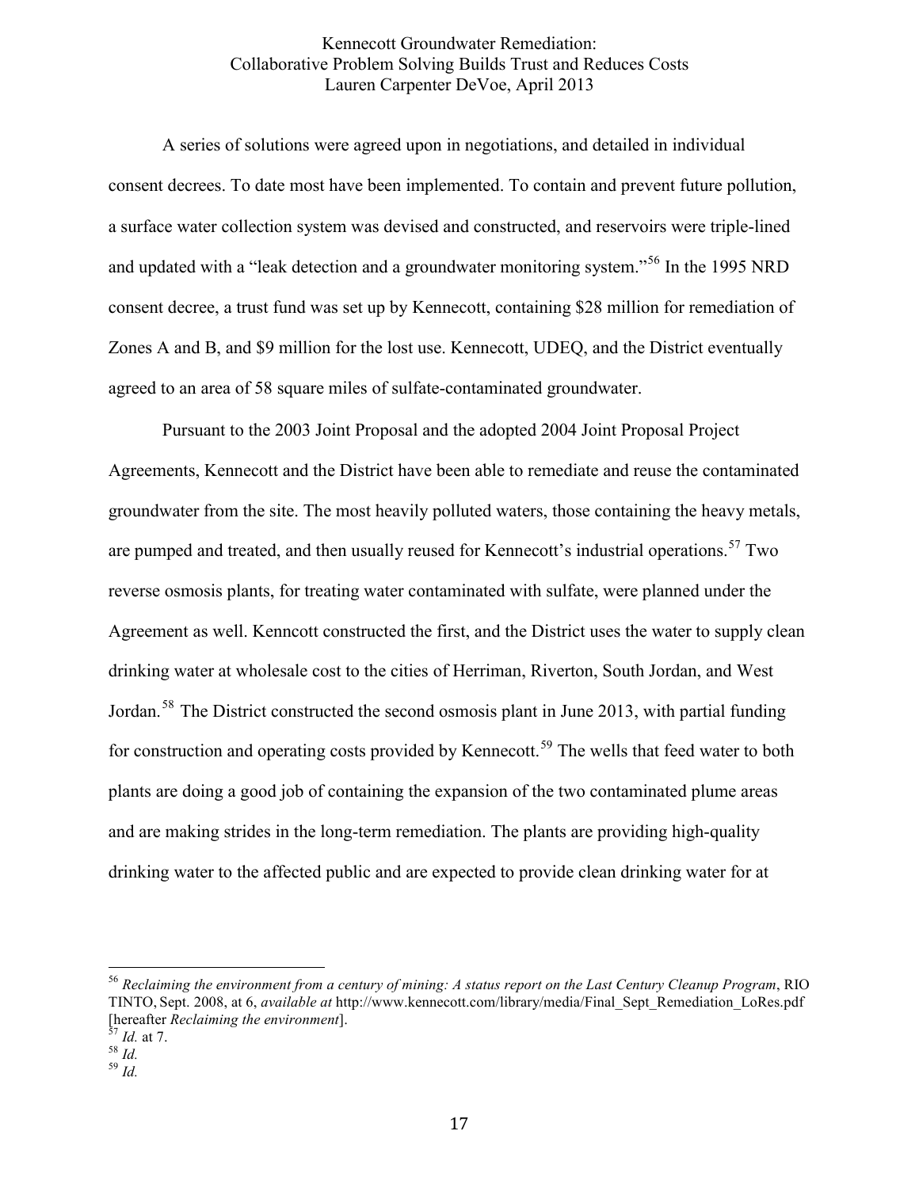A series of solutions were agreed upon in negotiations, and detailed in individual consent decrees. To date most have been implemented. To contain and prevent future pollution, a surface water collection system was devised and constructed, and reservoirs were triple-lined and updated with a "leak detection and a groundwater monitoring system."[56] In the 1995 NRD consent decree, a trust fund was set up by Kennecott, containing \$28 million for remediation of Zones A and B, and \$9 million for the lost use. Kennecott, UDEQ, and the District eventually agreed to an area of 58 square miles of sulfate-contaminated groundwater.

Pursuant to the 2003 Joint Proposal and the adopted 2004 Joint Proposal Project Agreements, Kennecott and the District have been able to remediate and reuse the contaminated groundwater from the site. The most heavily polluted waters, those containing the heavy metals, are pumped and treated, and then usually reused for Kennecott's industrial operations.[57] Two reverse osmosis plants, for treating water contaminated with sulfate, were planned under the Agreement as well. Kenncott constructed the first, and the District uses the water to supply clean drinking water at wholesale cost to the cities of Herriman, Riverton, South Jordan, and West Jordan.[58] The District constructed the second osmosis plant in June 2013, with partial funding for construction and operating costs provided by Kennecott.[59] The wells that feed water to both plants are doing a good job of containing the expansion of the two contaminated plume areas and are making strides in the long-term remediation. The plants are providing high-quality drinking water to the affected public and are expected to provide clean drinking water for at

---

[56] *Reclaiming the environment from a century of mining: A status report on the Last Century Cleanup Program*, RIO TINTO, Sept. 2008, at 6, *available at* http://www.kennecott.com/library/media/Final_Sept_Remediation_LoRes.pdf [hereafter *Reclaiming the environment*].

[57] *Id.* at 7.

[58] *Id.*

[59] *Id.*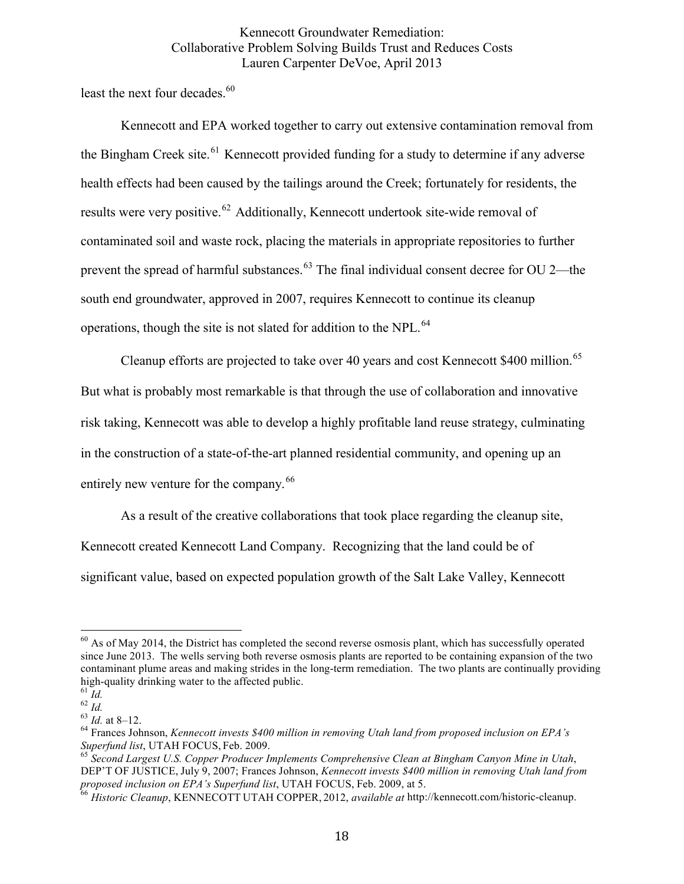least the next four decades.[60]

Kennecott and EPA worked together to carry out extensive contamination removal from the Bingham Creek site.[61] Kennecott provided funding for a study to determine if any adverse health effects had been caused by the tailings around the Creek; fortunately for residents, the results were very positive.[62] Additionally, Kennecott undertook site-wide removal of contaminated soil and waste rock, placing the materials in appropriate repositories to further prevent the spread of harmful substances.[63] The final individual consent decree for OU 2—the south end groundwater, approved in 2007, requires Kennecott to continue its cleanup operations, though the site is not slated for addition to the NPL.[64]

Cleanup efforts are projected to take over 40 years and cost Kennecott $400 million.[65] But what is probably most remarkable is that through the use of collaboration and innovative risk taking, Kennecott was able to develop a highly profitable land reuse strategy, culminating in the construction of a state-of-the-art planned residential community, and opening up an entirely new venture for the company.[66]

As a result of the creative collaborations that took place regarding the cleanup site, Kennecott created Kennecott Land Company. Recognizing that the land could be of significant value, based on expected population growth of the Salt Lake Valley, Kennecott

---

[60] As of May 2014, the District has completed the second reverse osmosis plant, which has successfully operated since June 2013. The wells serving both reverse osmosis plants are reported to be containing expansion of the two contaminant plume areas and making strides in the long-term remediation. The two plants are continually providing high-quality drinking water to the affected public.

[61] *Id.*

[62] *Id.*

[63] *Id.* at 8–12.

[64] Frances Johnson, *Kennecott invests $400 million in removing Utah land from proposed inclusion on EPA's Superfund list*, UTAH FOCUS, Feb. 2009.

[65] *Second Largest U.S. Copper Producer Implements Comprehensive Clean at Bingham Canyon Mine in Utah*, DEP'T OF JUSTICE, July 9, 2007; Frances Johnson, *Kennecott invests $400 million in removing Utah land from proposed inclusion on EPA's Superfund list*, UTAH FOCUS, Feb. 2009, at 5.

[66] *Historic Cleanup*, KENNECOTT UTAH COPPER, 2012, *available at* http://kennecott.com/historic-cleanup.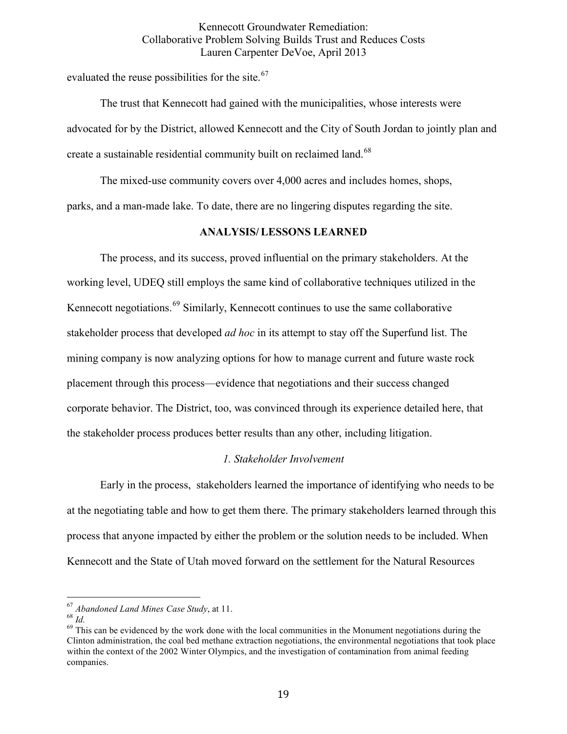evaluated the reuse possibilities for the site.[67]

The trust that Kennecott had gained with the municipalities, whose interests were advocated for by the District, allowed Kennecott and the City of South Jordan to jointly plan and create a sustainable residential community built on reclaimed land.[68]

The mixed-use community covers over 4,000 acres and includes homes, shops, parks, and a man-made lake. To date, there are no lingering disputes regarding the site.

## ANALYSIS/ LESSONS LEARNED

The process, and its success, proved influential on the primary stakeholders. At the working level, UDEQ still employs the same kind of collaborative techniques utilized in the Kennecott negotiations.[69] Similarly, Kennecott continues to use the same collaborative stakeholder process that developed *ad hoc* in its attempt to stay off the Superfund list. The mining company is now analyzing options for how to manage current and future waste rock placement through this process—evidence that negotiations and their success changed corporate behavior. The District, too, was convinced through its experience detailed here, that the stakeholder process produces better results than any other, including litigation.

### *1. Stakeholder Involvement*

Early in the process, stakeholders learned the importance of identifying who needs to be at the negotiating table and how to get them there. The primary stakeholders learned through this process that anyone impacted by either the problem or the solution needs to be included. When Kennecott and the State of Utah moved forward on the settlement for the Natural Resources

---

[67] *Abandoned Land Mines Case Study*, at 11.

[68] *Id.*

[69] This can be evidenced by the work done with the local communities in the Monument negotiations during the Clinton administration, the coal bed methane extraction negotiations, the environmental negotiations that took place within the context of the 2002 Winter Olympics, and the investigation of contamination from animal feeding companies.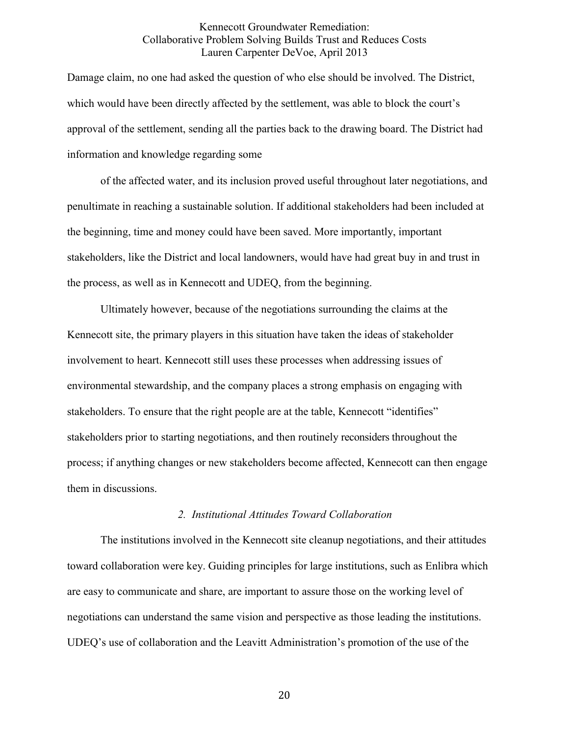Damage claim, no one had asked the question of who else should be involved. The District, which would have been directly affected by the settlement, was able to block the court's approval of the settlement, sending all the parties back to the drawing board. The District had information and knowledge regarding some

of the affected water, and its inclusion proved useful throughout later negotiations, and penultimate in reaching a sustainable solution. If additional stakeholders had been included at the beginning, time and money could have been saved. More importantly, important stakeholders, like the District and local landowners, would have had great buy in and trust in the process, as well as in Kennecott and UDEQ, from the beginning.

Ultimately however, because of the negotiations surrounding the claims at the Kennecott site, the primary players in this situation have taken the ideas of stakeholder involvement to heart. Kennecott still uses these processes when addressing issues of environmental stewardship, and the company places a strong emphasis on engaging with stakeholders. To ensure that the right people are at the table, Kennecott "identifies" stakeholders prior to starting negotiations, and then routinely reconsiders throughout the process; if anything changes or new stakeholders become affected, Kennecott can then engage them in discussions.

### *2. Institutional Attitudes Toward Collaboration*

The institutions involved in the Kennecott site cleanup negotiations, and their attitudes toward collaboration were key. Guiding principles for large institutions, such as Enlibra which are easy to communicate and share, are important to assure those on the working level of negotiations can understand the same vision and perspective as those leading the institutions. UDEQ's use of collaboration and the Leavitt Administration's promotion of the use of the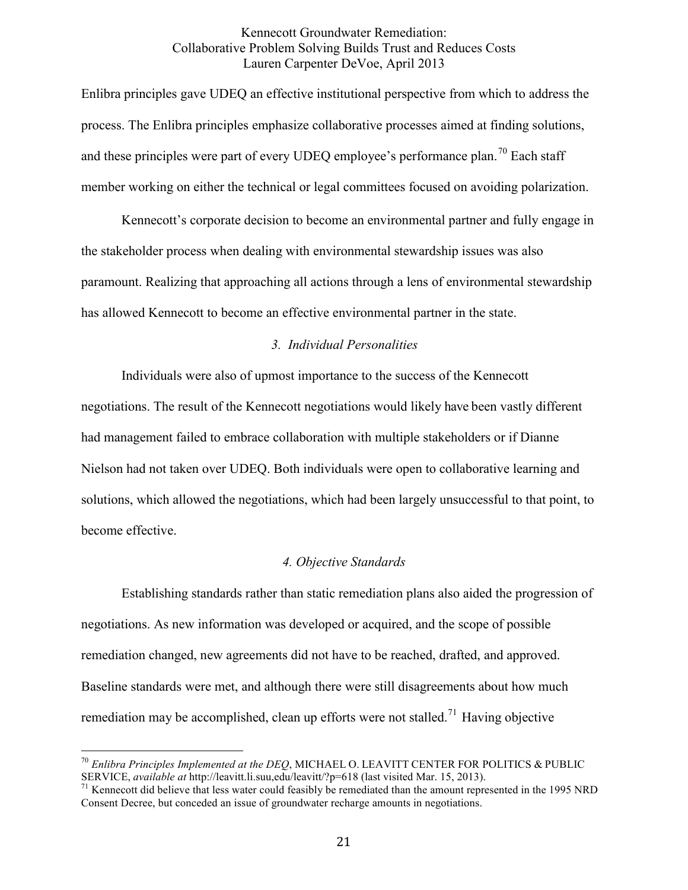Enlibra principles gave UDEQ an effective institutional perspective from which to address the process. The Enlibra principles emphasize collaborative processes aimed at finding solutions, and these principles were part of every UDEQ employee's performance plan.[70] Each staff member working on either the technical or legal committees focused on avoiding polarization.

Kennecott's corporate decision to become an environmental partner and fully engage in the stakeholder process when dealing with environmental stewardship issues was also paramount. Realizing that approaching all actions through a lens of environmental stewardship has allowed Kennecott to become an effective environmental partner in the state.

### *3. Individual Personalities*

Individuals were also of upmost importance to the success of the Kennecott negotiations. The result of the Kennecott negotiations would likely have been vastly different had management failed to embrace collaboration with multiple stakeholders or if Dianne Nielson had not taken over UDEQ. Both individuals were open to collaborative learning and solutions, which allowed the negotiations, which had been largely unsuccessful to that point, to become effective.

### *4. Objective Standards*

Establishing standards rather than static remediation plans also aided the progression of negotiations. As new information was developed or acquired, and the scope of possible remediation changed, new agreements did not have to be reached, drafted, and approved. Baseline standards were met, and although there were still disagreements about how much remediation may be accomplished, clean up efforts were not stalled.[71] Having objective

---

[70] *Enlibra Principles Implemented at the DEQ*, MICHAEL O. LEAVITT CENTER FOR POLITICS & PUBLIC SERVICE, *available at* http://leavitt.li.suu,edu/leavitt/?p=618 (last visited Mar. 15, 2013).

[71] Kennecott did believe that less water could feasibly be remediated than the amount represented in the 1995 NRD Consent Decree, but conceded an issue of groundwater recharge amounts in negotiations.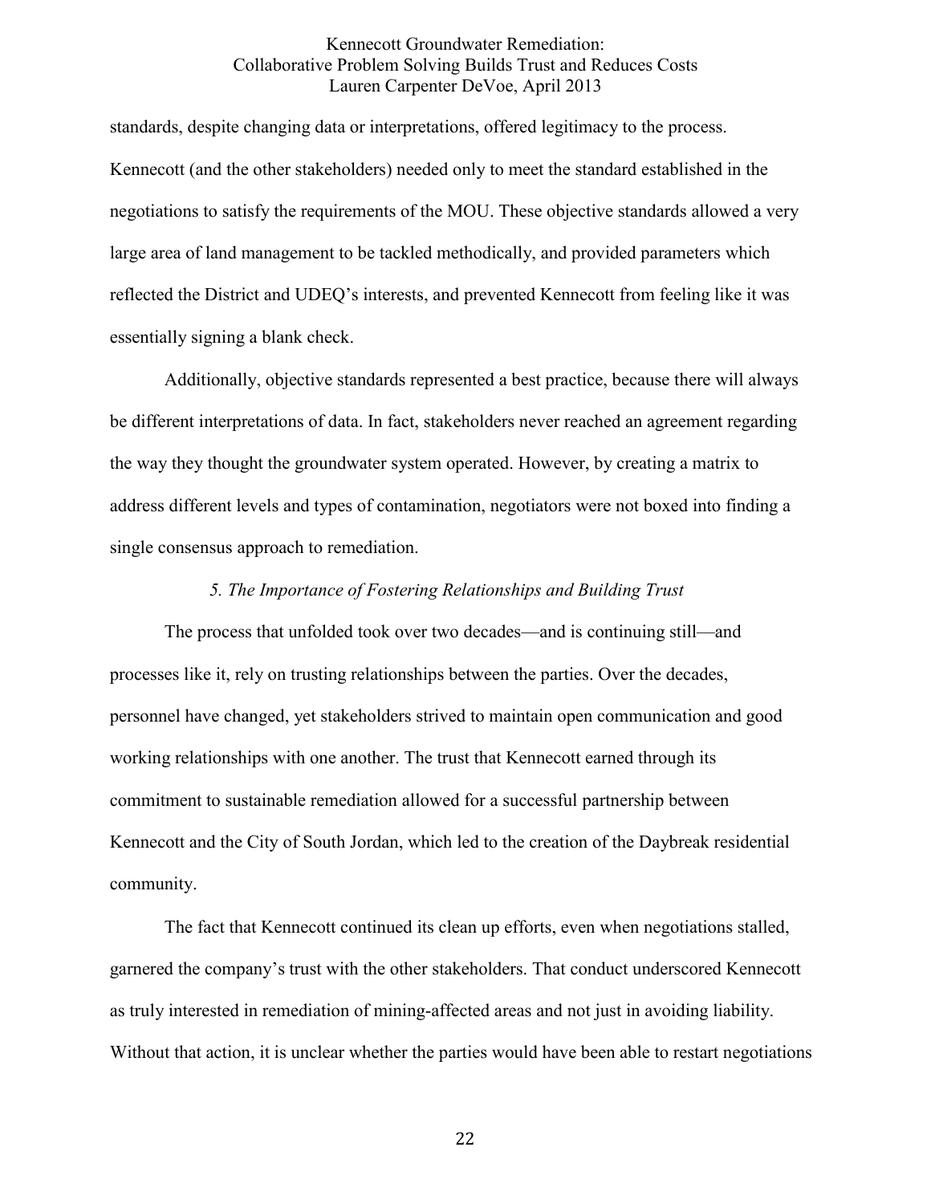standards, despite changing data or interpretations, offered legitimacy to the process. Kennecott (and the other stakeholders) needed only to meet the standard established in the negotiations to satisfy the requirements of the MOU. These objective standards allowed a very large area of land management to be tackled methodically, and provided parameters which reflected the District and UDEQ's interests, and prevented Kennecott from feeling like it was essentially signing a blank check.

Additionally, objective standards represented a best practice, because there will always be different interpretations of data. In fact, stakeholders never reached an agreement regarding the way they thought the groundwater system operated. However, by creating a matrix to address different levels and types of contamination, negotiators were not boxed into finding a single consensus approach to remediation.

*5. The Importance of Fostering Relationships and Building Trust*

The process that unfolded took over two decades—and is continuing still—and processes like it, rely on trusting relationships between the parties. Over the decades, personnel have changed, yet stakeholders strived to maintain open communication and good working relationships with one another. The trust that Kennecott earned through its commitment to sustainable remediation allowed for a successful partnership between Kennecott and the City of South Jordan, which led to the creation of the Daybreak residential community.

The fact that Kennecott continued its clean up efforts, even when negotiations stalled, garnered the company's trust with the other stakeholders. That conduct underscored Kennecott as truly interested in remediation of mining-affected areas and not just in avoiding liability. Without that action, it is unclear whether the parties would have been able to restart negotiations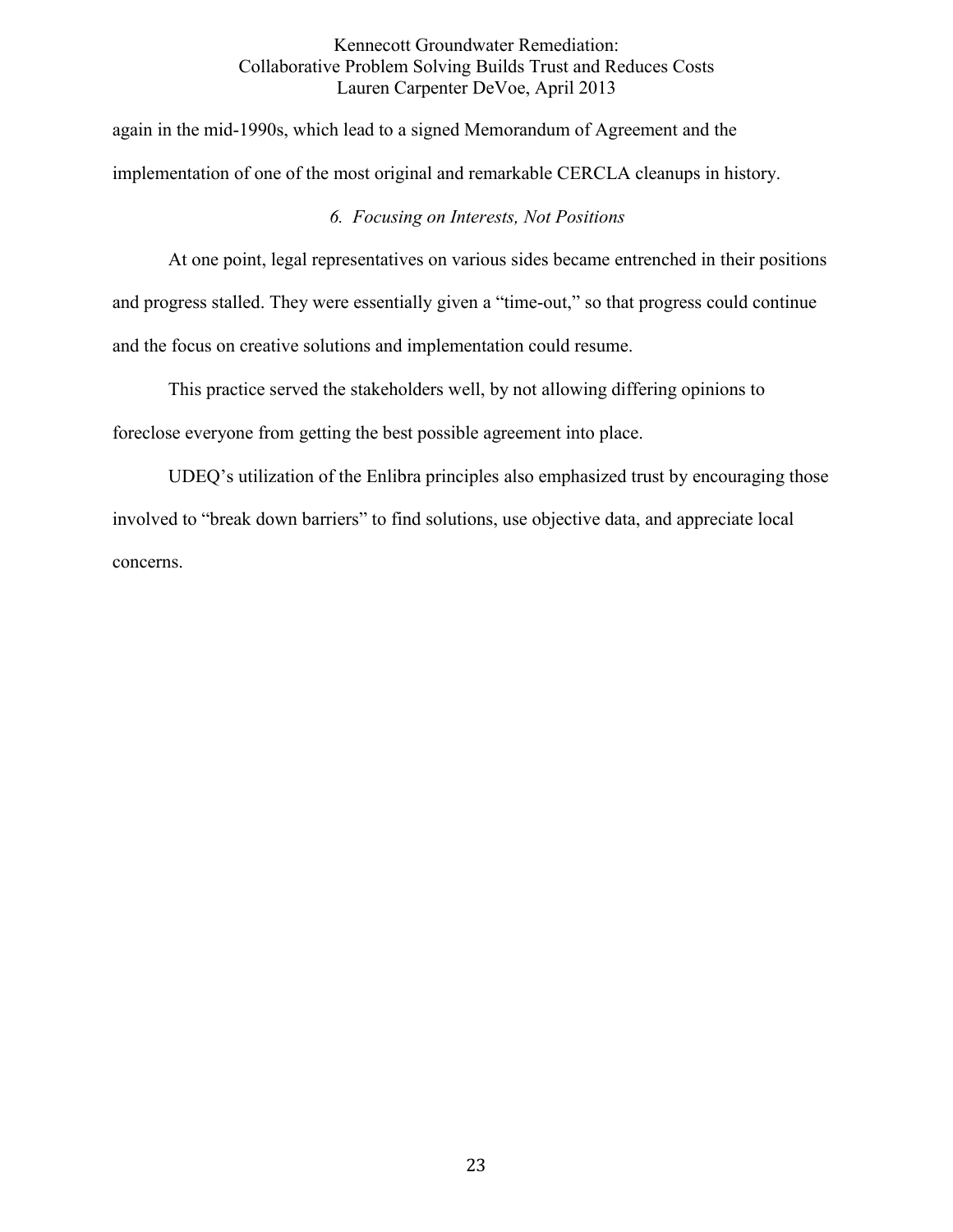again in the mid-1990s, which lead to a signed Memorandum of Agreement and the implementation of one of the most original and remarkable CERCLA cleanups in history.

### *6. Focusing on Interests, Not Positions*

At one point, legal representatives on various sides became entrenched in their positions and progress stalled. They were essentially given a "time-out," so that progress could continue and the focus on creative solutions and implementation could resume.

This practice served the stakeholders well, by not allowing differing opinions to foreclose everyone from getting the best possible agreement into place.

UDEQ's utilization of the Enlibra principles also emphasized trust by encouraging those involved to "break down barriers" to find solutions, use objective data, and appreciate local concerns.